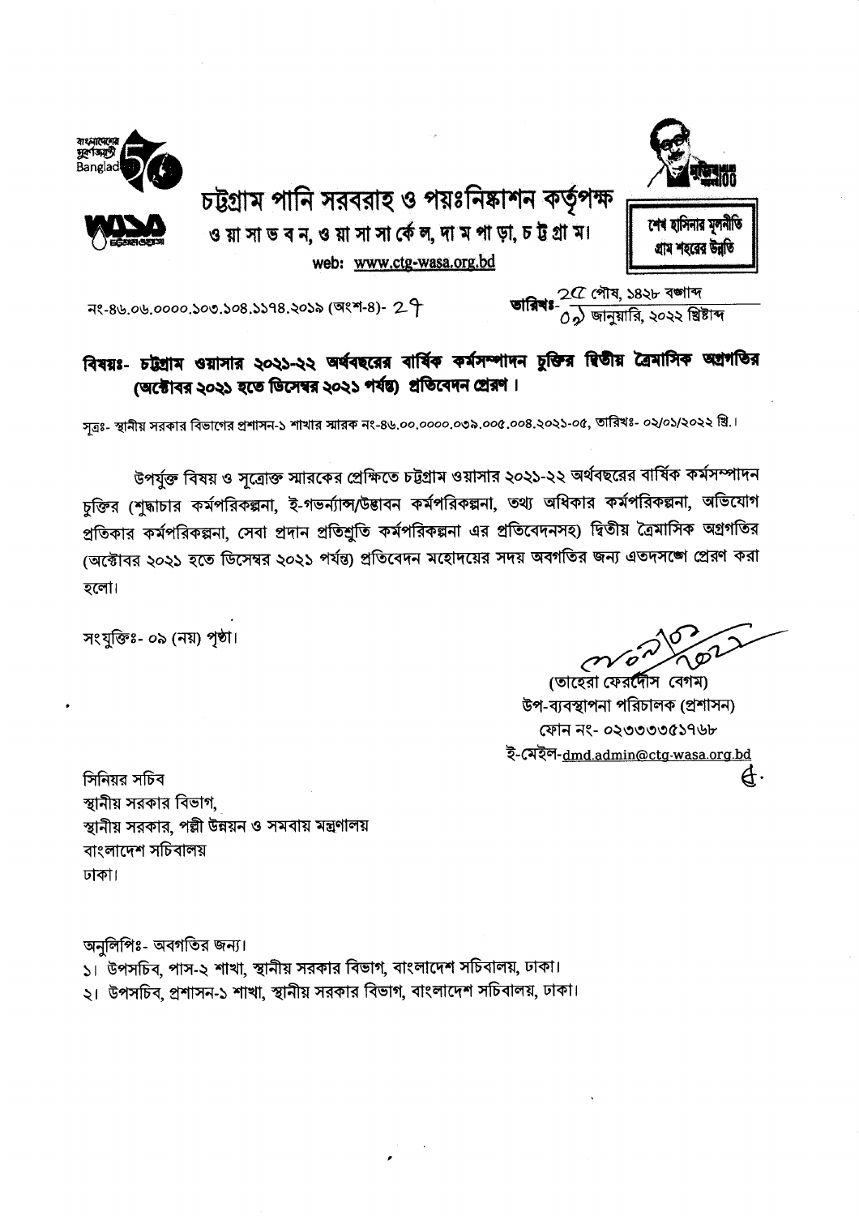# চট্টগ্রাম পানি সরবরাহ ও পয়ঃনিষ্কাশন কর্তৃপক্ষ

ও য়া সা ভ ব ন, ও য়া সা সা র্কে ল, দা ম পা ড়া, চ ট্ট গ্রা ম।

web: www.ctg-wasa.org.bd

শেখ হাসিনার মূলনীতি
গ্রাম শহরের উন্নতি

নং-৪৬.০৬.০০০০.১০৩.১০৪.১১৭৪.২০১৯ (অংশ-৪)- ২৭

তারিখঃ- ২৫ পৌষ, ১৪২৮ বঙ্গাব্দ
০৯ জানুয়ারি, ২০২২ খ্রিষ্টাব্দ

**বিষয়ঃ- চট্টগ্রাম ওয়াসার ২০২১-২২ অর্থবছরের বার্ষিক কর্মসম্পাদন চুক্তির দ্বিতীয় ত্রৈমাসিক অগ্রগতির (অক্টোবর ২০২১ হতে ডিসেম্বর ২০২১ পর্যন্ত) প্রতিবেদন প্রেরণ।**

সূত্রঃ- স্থানীয় সরকার বিভাগের প্রশাসন-১ শাখার স্মারক নং-৪৬.০০.০০০০.০৩৯.০০৫.০০৪.২০২১-০৫, তারিখঃ- ০২/০১/২০২২ খ্রি.।

উপর্যুক্ত বিষয় ও সূত্রোক্ত স্মারকের প্রেক্ষিতে চট্টগ্রাম ওয়াসার ২০২১-২২ অর্থবছরের বার্ষিক কর্মসম্পাদন চুক্তির (শুদ্ধাচার কর্মপরিকল্পনা, ই-গভর্ন্যান্স/উদ্ভাবন কর্মপরিকল্পনা, তথ্য অধিকার কর্মপরিকল্পনা, অভিযোগ প্রতিকার কর্মপরিকল্পনা, সেবা প্রদান প্রতিশ্রুতি কর্মপরিকল্পনা এর প্রতিবেদনসহ) দ্বিতীয় ত্রৈমাসিক অগ্রগতির (অক্টোবর ২০২১ হতে ডিসেম্বর ২০২১ পর্যন্ত) প্রতিবেদন মহোদয়ের সদয় অবগতির জন্য এতদসঙ্গে প্রেরণ করা হলো।

সংযুক্তিঃ- ০৯ (নয়) পৃষ্ঠা।

(তাহেরা ফেরদৌস বেগম)
উপ-ব্যবস্থাপনা পরিচালক (প্রশাসন)
ফোন নং- ০২৩৩৩৩৫১৭৬৮
ই-মেইল-dmd.admin@ctg-wasa.org.bd

সিনিয়র সচিব
স্থানীয় সরকার বিভাগ,
স্থানীয় সরকার, পল্লী উন্নয়ন ও সমবায় মন্ত্রণালয়
বাংলাদেশ সচিবালয়
ঢাকা।

অনুলিপিঃ- অবগতির জন্য।

১। উপসচিব, পাস-২ শাখা, স্থানীয় সরকার বিভাগ, বাংলাদেশ সচিবালয়, ঢাকা।
২। উপসচিব, প্রশাসন-১ শাখা, স্থানীয় সরকার বিভাগ, বাংলাদেশ সচিবালয়, ঢাকা।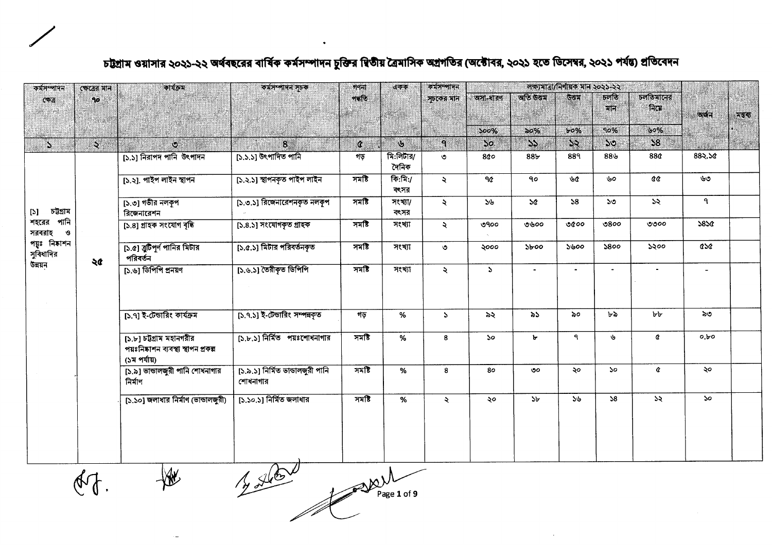# চট্টগ্রাম ওয়াসার ২০২১-২২ অর্থবছরের বার্ষিক কর্মসম্পাদন চুক্তির দ্বিতীয় ত্রৈমাসিক অগ্রগতির (অক্টোবর, ২০২১ হতে ডিসেম্বর, ২০২১ পর্যন্ত) প্রতিবেদন

| কর্মসম্পাদন ক্ষেত্র | ক্ষেত্রের মান ৭০ | কার্যক্রম | কর্মসম্পাদন সূচক | গণনা পদ্ধতি | একক | কর্মসম্পাদন সূচকের মান | লক্ষ্যমাত্রা/নির্ণায়ক মান ২০২১-২২ | | | | | অর্জন | মন্তব্য |
|---|---|---|---|---|---|---|---|---|---|---|---|---|---|
| | | | | | | | অসা-ধারণ | অতি উত্তম | উত্তম | চলতি মান | চলতিমানের নিম্নে | | |
| | | | | | | | ১০০% | ৯০% | ৮০% | ৭০% | ৬০% | | |
| ১ | ২ | ৩ | ৪ | ৫ | ৬ | ৭ | ১০ | ১১ | ১২ | ১৩ | ১৪ | | |
| [১] চট্টগ্রাম শহরের পানি সরবরাহ ও পয়ঃ নিষ্কাশন সুবিধাদির উন্নয়ন | ২৫ | [১.১] নিরাপদ পানি উৎপাদন | [১.১.১] উৎপাদিত পানি | গড় | মি:লিটার/ দৈনিক | ৩ | ৪৫০ | ৪৪৮ | ৪৪৭ | ৪৪৬ | ৪৪৫ | ৪৪২.১৫ | |
| | | [১.২]. পাইপ লাইন স্থাপন | [১.২.১] স্থাপনকৃত পাইপ লাইন | সমষ্টি | কি:মি:/ বৎসর | ২ | ৭৫ | ৭০ | ৬৫ | ৬০ | ৫৫ | ৬৩ | |
| | | [১.৩] গভীর নলকূপ রিজেনারেশন | [১.৩.১] রিজেনারেশনকৃত নলকূপ | সমষ্টি | সংখ্যা/ বৎসর | ২ | ১৬ | ১৫ | ১৪ | ১৩ | ১২ | ৭ | |
| | | [১.৪] গ্রাহক সংযোগ বৃদ্ধি | [১.৪.১] সংযোগকৃত গ্রাহক | সমষ্টি | সংখ্যা | ২ | ৩৭০০ | ৩৬০০ | ৩৫০০ | ৩৪০০ | ৩৩০০ | ১৪১৫ | |
| | | [১.৫] ত্রুটিপূর্ণ পানির মিটার পরিবর্তন | [১.৫.১] মিটার পরিবর্তনকৃত | সমষ্টি | সংখ্যা | ৩ | ২০০০ | ১৮০০ | ১৬০০ | ১৪০০ | ১২০০ | ৫১৫ | |
| | | [১.৬] ডিপিপি প্রনয়ণ | [১.৬.১] তৈরীকৃত ডিপিপি | সমষ্টি | সংখ্যা | ২ | ১ | - | - | - | - | - | |
| | | [১.৭] ই-টেন্ডারিং কার্যক্রম | [১.৭.১] ই-টেন্ডারিং সম্পন্নকৃত | গড় | % | ১ | ৯২ | ৯১ | ৯০ | ৮৯ | ৮৮ | ৯৩ | |
| | | [১.৮] চট্টগ্রাম মহানগরীর পয়ঃনিষ্কাশন ব্যবস্থা স্থাপন প্রকল্প (১ম পর্যায়) | [১.৮.১] নির্মিত পয়ঃশোধনাগার | সমষ্টি | % | ৪ | ১০ | ৮ | ৭ | ৬ | ৫ | ০.৮০ | |
| | | [১.৯] ভান্ডালজুরী পানি শোধনাগার নির্মাণ | [১.৯.১] নির্মিত ভান্ডালজুরী পানি শোধনাগার | সমষ্টি | % | ৪ | ৪০ | ৩০ | ২০ | ১০ | ৫ | ২০ | |
| | | [১.১০] জলাধার নির্মাণ (ভান্ডালজুরী) | [১.১০.১] নির্মিত জলাধার | সমষ্টি | % | ২ | ২০ | ১৮ | ১৬ | ১৪ | ১২ | ১০ | |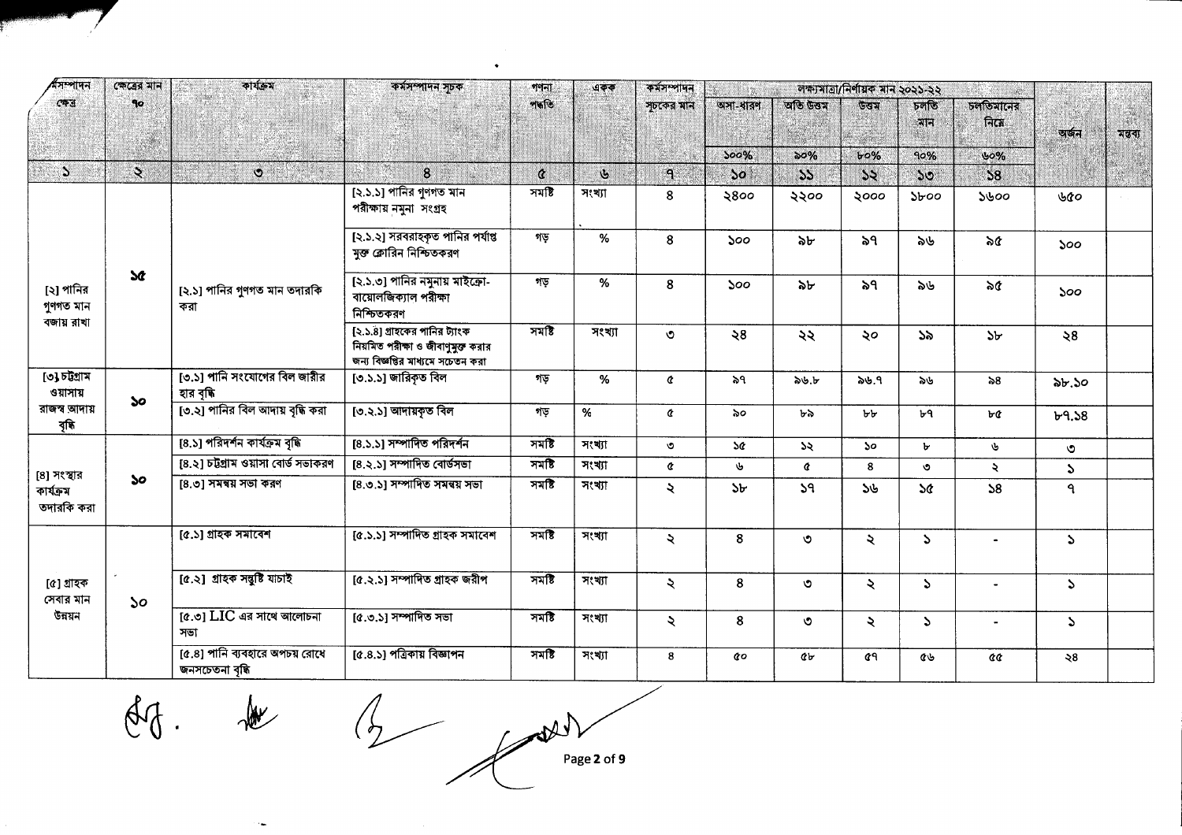| কর্মসম্পাদন ক্ষেত্র | ক্ষেত্রের মান ৭০ | কার্যক্রম | কর্মসম্পাদন সূচক | গণনা পদ্ধতি | একক | কর্মসম্পাদন সূচকের মান | লক্ষ্যমাত্রা/নির্ণায়ক মান ২০২১-২২ | | | | | অর্জন | মন্তব্য |
|---|---|---|---|---|---|---|---|---|---|---|---|---|---|
| | | | | | | | অসা-ধারণ | অতি উত্তম | উত্তম | চলতি মান | চলতিমানের নিম্নে | | |
| | | | | | | | ১০০% | ৯০% | ৮০% | ৭০% | ৬০% | | |
| ১ | ২ | ৩ | ৪ | ৫ | ৬ | ৭ | ১০ | ১১ | ১২ | ১৩ | ১৪ | | |
| [২] পানির গুণগত মান বজায় রাখা | ১৫ | [২.১] পানির গুণগত মান তদারকি করা | [২.১.১] পানির গুণগত মান পরীক্ষায় নমুনা সংগ্রহ | সমষ্টি | সংখ্যা | ৪ | ২৪০০ | ২২০০ | ২০০০ | ১৮০০ | ১৬০০ | ৬৫০ | |
| | | | [২.১.২] সরবরাহকৃত পানির পর্যাপ্ত মুক্ত ক্লোরিন নিশ্চিতকরণ | গড় | % | ৪ | ১০০ | ৯৮ | ৯৭ | ৯৬ | ৯৫ | ১০০ | |
| | | | [২.১.৩] পানির নমুনায় মাইক্রো-বায়োলজিক্যাল পরীক্ষা নিশ্চিতকরণ | গড় | % | ৪ | ১০০ | ৯৮ | ৯৭ | ৯৬ | ৯৫ | ১০০ | |
| | | | [২.১.৪] গ্রাহকের পানির ট্যাংক নিয়মিত পরীক্ষা ও জীবাণুমুক্ত করার জন্য বিজ্ঞপ্তির মাধ্যমে সচেতন করা | সমষ্টি | সংখ্যা | ৩ | ২৪ | ২২ | ২০ | ১৯ | ১৮ | ২৪ | |
| [৩] চট্টগ্রাম ওয়াসায় রাজস্ব আদায় বৃদ্ধি | ১০ | [৩.১] পানি সংযোগের বিল জারীর হার বৃদ্ধি | [৩.১.১] জারিকৃত বিল | গড় | % | ৫ | ৯৭ | ৯৬.৮ | ৯৬.৭ | ৯৬ | ৯৪ | ৯৮.১০ | |
| | | [৩.২] পানির বিল আদায় বৃদ্ধি করা | [৩.২.১] আদায়কৃত বিল | গড় | % | ৫ | ৯০ | ৮৯ | ৮৮ | ৮৭ | ৮৫ | ৮৭.১৪ | |
| [৪] সংস্থার কার্যক্রম তদারকি করা | ১০ | [৪.১] পরিদর্শন কার্যক্রম বৃদ্ধি | [৪.১.১] সম্পাদিত পরিদর্শন | সমষ্টি | সংখ্যা | ৩ | ১৫ | ১২ | ১০ | ৮ | ৬ | ৩ | |
| | | [৪.২] চট্টগ্রাম ওয়াসা বোর্ড সভাকরণ | [৪.২.১] সম্পাদিত বোর্ডসভা | সমষ্টি | সংখ্যা | ৫ | ৬ | ৫ | ৪ | ৩ | ২ | ১ | |
| | | [৪.৩] সমন্বয় সভা করণ | [৪.৩.১] সম্পাদিত সমন্বয় সভা | সমষ্টি | সংখ্যা | ২ | ১৮ | ১৭ | ১৬ | ১৫ | ১৪ | ৭ | |
| [৫] গ্রাহক সেবার মান উন্নয়ন | ১০ | [৫.১] গ্রাহক সমাবেশ | [৫.১.১] সম্পাদিত গ্রাহক সমাবেশ | সমষ্টি | সংখ্যা | ২ | ৪ | ৩ | ২ | ১ | - | ১ | |
| | | [৫.২] গ্রাহক সন্তুষ্টি যাচাই | [৫.২.১] সম্পাদিত গ্রাহক জরীপ | সমষ্টি | সংখ্যা | ২ | ৪ | ৩ | ২ | ১ | - | ১ | |
| | | [৫.৩] LIC এর সাথে আলোচনা সভা | [৫.৩.১] সম্পাদিত সভা | সমষ্টি | সংখ্যা | ২ | ৪ | ৩ | ২ | ১ | - | ১ | |
| | | [৫.৪] পানি ব্যবহারে অপচয় রোধে জনসচেতনা বৃদ্ধি | [৫.৪.১] পত্রিকায় বিজ্ঞাপন | সমষ্টি | সংখ্যা | ৪ | ৫০ | ৫৮ | ৫৭ | ৫৬ | ৫৫ | ২৪ | |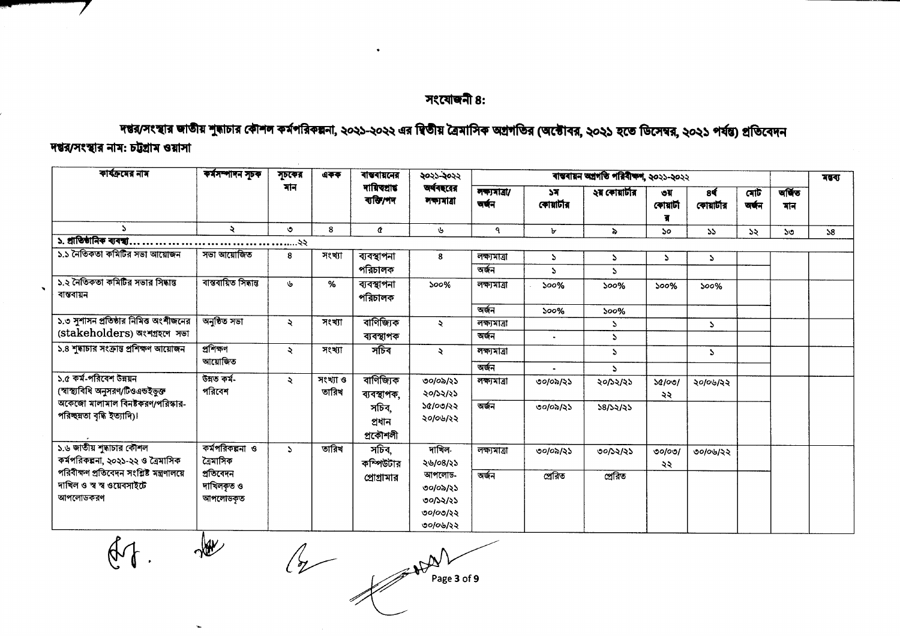# সংযোজনী ৪:

## দপ্তর/সংস্থার জাতীয় শুদ্ধাচার কৌশল কর্মপরিকল্পনা, ২০২১-২০২২ এর দ্বিতীয় ত্রৈমাসিক অগ্রগতির (অক্টোবর, ২০২১ হতে ডিসেম্বর, ২০২১ পর্যন্ত) প্রতিবেদন

**দপ্তর/সংস্থার নাম: চট্টগ্রাম ওয়াসা**

| কার্যক্রমের নাম | কর্মসম্পাদন সূচক | সূচকের মান | একক | বাস্তবায়নের দায়িত্বপ্রাপ্ত ব্যক্তি/পদ | ২০২১-২০২২ অর্থবছরের লক্ষ্যমাত্রা | বাস্তবায়ন অগ্রগতি পরিবীক্ষণ, ২০২১-২০২২ | | | | | | | মন্তব্য |
|---|---|---|---|---|---|---|---|---|---|---|---|---|---|
| | | | | | | লক্ষ্যমাত্রা/ অর্জন | ১ম কোয়ার্টার | ২য় কোয়ার্টার | ৩য় কোয়ার্টার | ৪র্থ কোয়ার্টার | মোট অর্জন | অর্জিত মান | |
| ১ | ২ | ৩ | ৪ | ৫ | ৬ | ৭ | ৮ | ৯ | ১০ | ১১ | ১২ | ১৩ | ১৪ |
| **১. প্রাতিষ্ঠানিক ব্যবস্থা……………………………….২২** | | | | | | | | | | | | | |
| ১.১ নৈতিকতা কমিটির সভা আয়োজন | সভা আয়োজিত | ৪ | সংখ্যা | ব্যবস্থাপনা পরিচালক | ৪ | লক্ষ্যমাত্রা | ১ | ১ | ১ | ১ | | | |
| | | | | | | অর্জন | ১ | ১ | | | | | |
| ১.২ নৈতিকতা কমিটির সভার সিদ্ধান্ত বাস্তবায়ন | বাস্তবায়িত সিদ্ধান্ত | ৬ | % | ব্যবস্থাপনা পরিচালক | ১০০% | লক্ষ্যমাত্রা | ১০০% | ১০০% | ১০০% | ১০০% | | | |
| | | | | | | অর্জন | ১০০% | ১০০% | | | | | |
| ১.৩ সুশাসন প্রতিষ্ঠার নিমিত্ত অংশীজনের (stakeholders) অংশগ্রহণে সভা | অনুষ্ঠিত সভা | ২ | সংখ্যা | বাণিজ্যিক ব্যবস্থাপক | ২ | লক্ষ্যমাত্রা | | ১ | | ১ | | | |
| | | | | | | অর্জন | - | ১ | | | | | |
| ১.৪ শুদ্ধাচার সংক্রান্ত প্রশিক্ষণ আয়োজন | প্রশিক্ষণ আয়োজিত | ২ | সংখ্যা | সচিব | ২ | লক্ষ্যমাত্রা | | ১ | | ১ | | | |
| | | | | | | অর্জন | - | ১ | | | | | |
| ১.৫ কর্ম-পরিবেশ উন্নয়ন (স্বাস্থ্যবিধি অনুসরণ/টিওএন্ডইভুক্ত অকেজো মালামাল বিনষ্টকরণ/পরিষ্কার-পরিচ্ছন্নতা বৃদ্ধি ইত্যাদি)। | উন্নত কর্ম-পরিবেশ | ২ | সংখ্যা ও তারিখ | বাণিজ্যিক ব্যবস্থাপক, সচিব, প্রধান প্রকৌশলী | ৩০/০৯/২১ ২০/১২/২১ ১৫/০৩/২২ ২০/০৬/২২ | লক্ষ্যমাত্রা | ৩০/০৯/২১ | ২০/১২/২১ | ১৫/০৩/২২ | ২০/০৬/২২ | | | |
| | | | | | | অর্জন | ৩০/০৯/২১ | ১৪/১২/২১ | | | | | |
| ১.৬ জাতীয় শুদ্ধাচার কৌশল কর্মপরিকল্পনা, ২০২১-২২ ও ত্রৈমাসিক পরিবীক্ষণ প্রতিবেদন সংশ্লিষ্ট মন্ত্রণালয়ে দাখিল ও স্ব স্ব ওয়েবসাইটে আপলোডকরণ | কর্মপরিকল্পনা ও ত্রৈমাসিক প্রতিবেদন দাখিলকৃত ও আপলোডকৃত | ১ | তারিখ | সচিব, কম্পিউটার প্রোগ্রামার | দাখিল-২৬/০৪/২১ আপলোড-৩০/০৯/২১ ৩০/১২/২১ ৩০/০৩/২২ ৩০/০৬/২২ | লক্ষ্যমাত্রা | ৩০/০৯/২১ | ৩০/১২/২১ | ৩০/০৩/২২ | ৩০/০৬/২২ | | | |
| | | | | | | অর্জন | প্রেরিত | প্রেরিত | | | | | |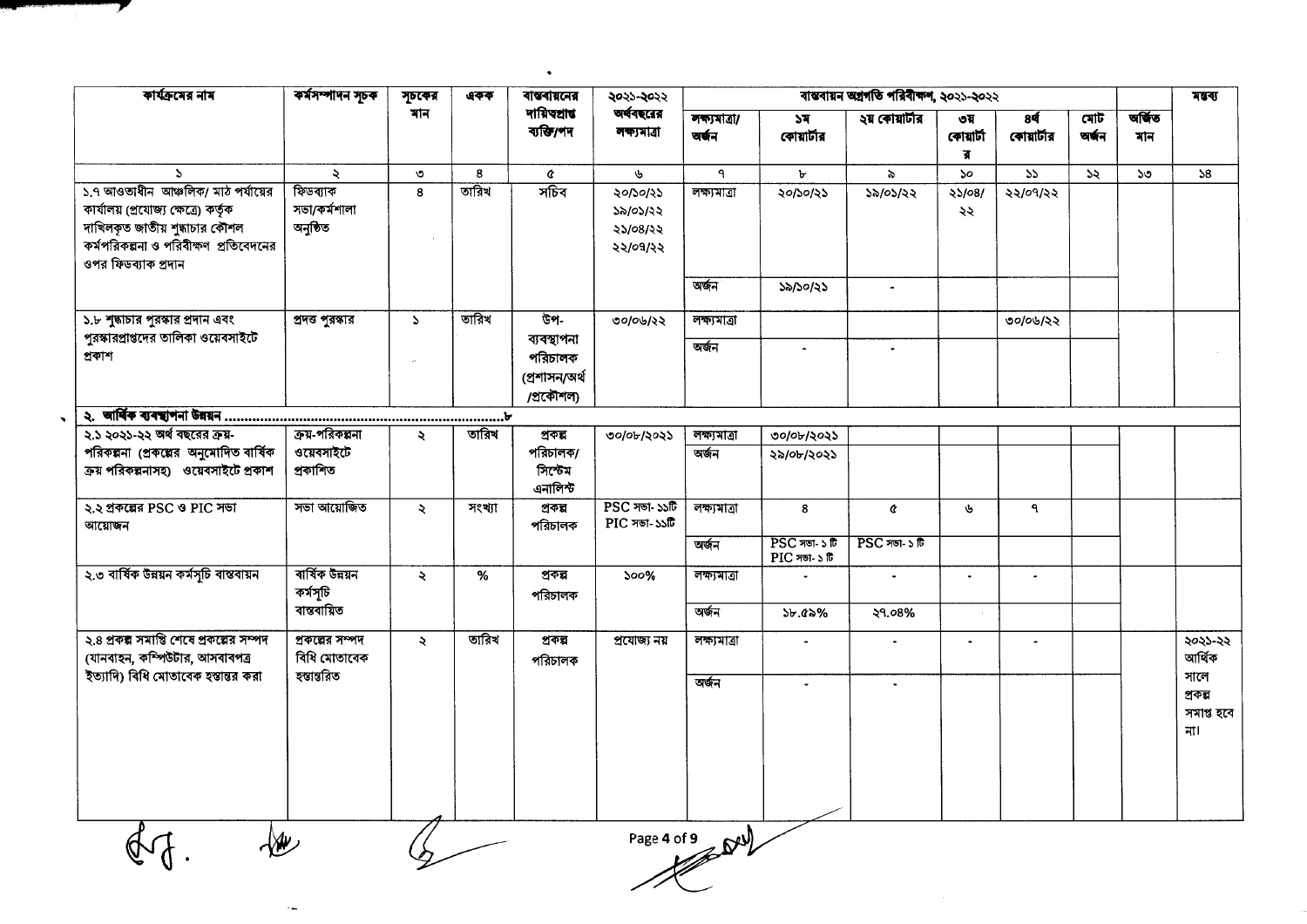| কার্যক্রমের নাম | কর্মসম্পাদন সূচক | সূচকের মান | একক | বাস্তবায়নের দায়িত্বপ্রাপ্ত ব্যক্তি/পদ | ২০২১-২০২২ অর্থবছরের লক্ষ্যমাত্রা | বাস্তবায়ন অগ্রগতি পরিবীক্ষণ, ২০২১-২০২২ | | | | | | অর্জিত মান | মন্তব্য |
|---|---|---|---|---|---|---|---|---|---|---|---|---|---|
| | | | | | | লক্ষ্যমাত্রা/ অর্জন | ১ম কোয়ার্টার | ২য় কোয়ার্টার | ৩য় কোয়ার্টার | ৪র্থ কোয়ার্টার | মোট অর্জন | | |
| ১ | ২ | ৩ | ৪ | ৫ | ৬ | ৭ | ৮ | ৯ | ১০ | ১১ | ১২ | ১৩ | ১৪ |
| ১.৭ আওতাধীন আঞ্চলিক/ মাঠ পর্যায়ের কার্যালয় (প্রযোজ্য ক্ষেত্রে) কর্তৃক দাখিলকৃত জাতীয় শুদ্ধাচার কৌশল কর্মপরিকল্পনা ও পরিবীক্ষণ প্রতিবেদনের ওপর ফিডব্যাক প্রদান | ফিডব্যাক সভা/কর্মশালা অনুষ্ঠিত | ৪ | তারিখ | সচিব | ২০/১০/২১ ১৯/০১/২২ ২১/০৪/২২ ২২/০৭/২২ | লক্ষ্যমাত্রা | ২০/১০/২১ | ১৯/০১/২২ | ২১/০৪/ ২২ | ২২/০৭/২২ | | | |
| | | | | | | অর্জন | ১৯/১০/২১ | - | | | | | |
| ১.৮ শুদ্ধাচার পুরস্কার প্রদান এবং পুরস্কারপ্রাপ্তদের তালিকা ওয়েবসাইটে প্রকাশ | প্রদত্ত পুরস্কার | ১ | তারিখ | উপ-ব্যবস্থাপনা পরিচালক (প্রশাসন/অর্থ /প্রকৌশল) | ৩০/০৬/২২ | লক্ষ্যমাত্রা | | | | ৩০/০৬/২২ | | | |
| | | | | | | অর্জন | - | - | | | | | |
| **২. আর্থিক ব্যবস্থাপনা উন্নয়ন ......................................................................৮** | | | | | | | | | | | | | |
| ২.১ ২০২১-২২ অর্থ বছরের ক্রয়-পরিকল্পনা (প্রকল্পের অনুমোদিত বার্ষিক ক্রয় পরিকল্পনাসহ) ওয়েবসাইটে প্রকাশ | ক্রয়-পরিকল্পনা ওয়েবসাইটে প্রকাশিত | ২ | তারিখ | প্রকল্প পরিচালক/ সিস্টেম এনালিস্ট | ৩০/০৮/২০২১ | লক্ষ্যমাত্রা | ৩০/০৮/২০২১ | | | | | | |
| | | | | | | অর্জন | ২৯/০৮/২০২১ | | | | | | |
| ২.২ প্রকল্পের PSC ও PIC সভা আয়োজন | সভা আয়োজিত | ২ | সংখ্যা | প্রকল্প পরিচালক | PSC সভা- ১১টি PIC সভা- ১১টি | লক্ষ্যমাত্রা | ৪ | ৫ | ৬ | ৭ | | | |
| | | | | | | অর্জন | PSC সভা- ১ টি PIC সভা- ১ টি | PSC সভা- ১ টি | | | | | |
| ২.৩ বার্ষিক উন্নয়ন কর্মসূচি বাস্তবায়ন | বার্ষিক উন্নয়ন কর্মসূচি বাস্তবায়িত | ২ | % | প্রকল্প পরিচালক | ১০০% | লক্ষ্যমাত্রা | - | - | - | - | | | |
| | | | | | | অর্জন | ১৮.৫৯% | ২৭.০৪% | | | | | |
| ২.৪ প্রকল্প সমাপ্তি শেষে প্রকল্পের সম্পদ (যানবাহন, কম্পিউটার, আসবাবপত্র ইত্যাদি) বিধি মোতাবেক হস্তান্তর করা | প্রকল্পের সম্পদ বিধি মোতাবেক হস্তান্তরিত | ২ | তারিখ | প্রকল্প পরিচালক | প্রযোজ্য নয় | লক্ষ্যমাত্রা | - | - | - | - | | | ২০২১-২২ আর্থিক সালে প্রকল্প সমাপ্ত হবে না। |
| | | | | | | অর্জন | - | - | | | | | |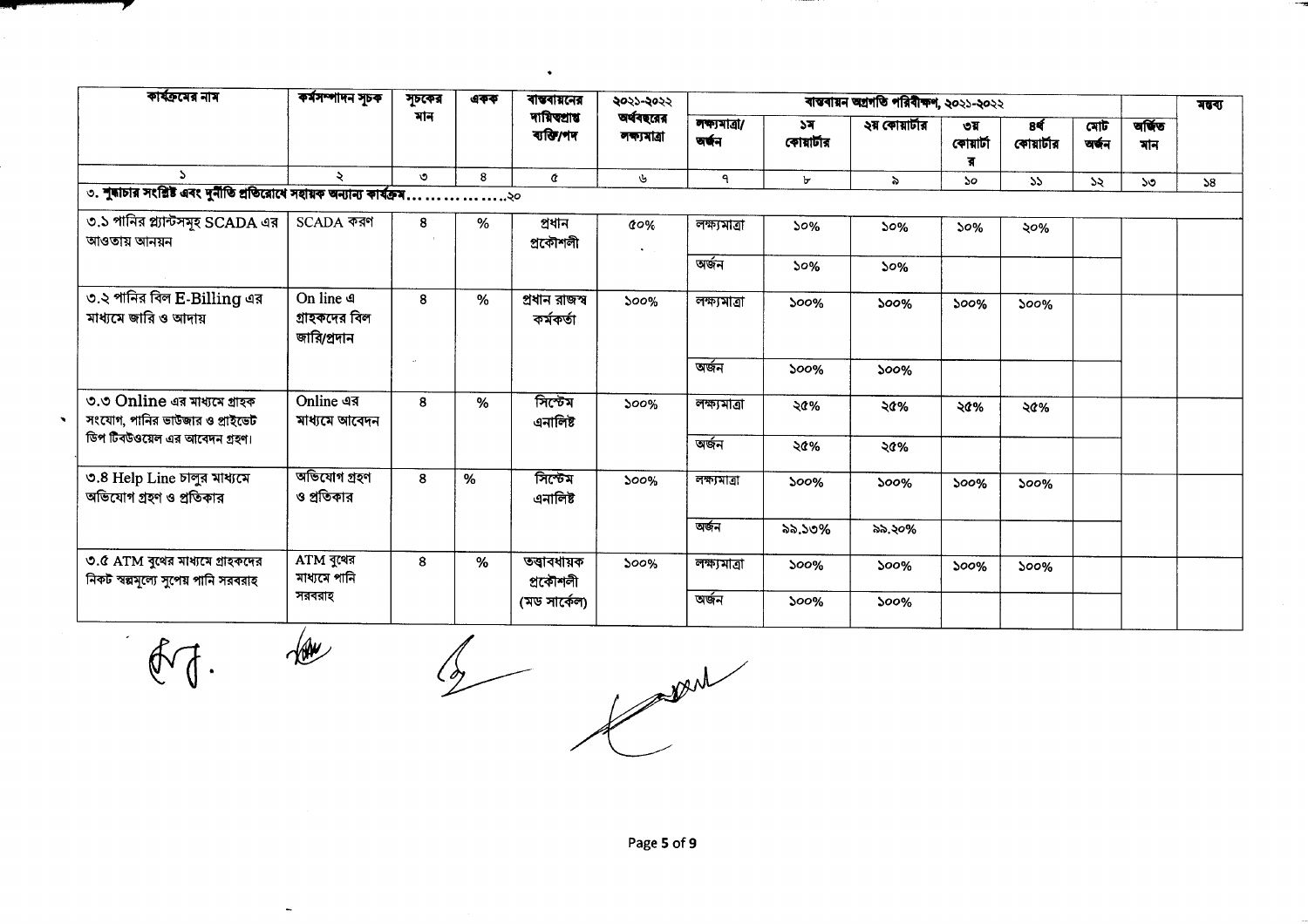| কার্যক্রমের নাম | কর্মসম্পাদন সূচক | সূচকের মান | একক | বাস্তবায়নের দায়িত্বপ্রাপ্ত ব্যক্তি/পদ | ২০২১-২০২২ অর্থবছরের লক্ষ্যমাত্রা | বাস্তবায়ন অগ্রগতি পরিবীক্ষণ, ২০২১-২০২২ | | | | | | অর্জিত মান | মন্তব্য |
|---|---|---|---|---|---|---|---|---|---|---|---|---|---|
| | | | | | | লক্ষ্যমাত্রা/ অর্জন | ১ম কোয়ার্টার | ২য় কোয়ার্টার | ৩য় কোয়ার্টার | ৪র্থ কোয়ার্টার | মোট অর্জন | | |
| ১ | ২ | ৩ | ৪ | ৫ | ৬ | ৭ | ৮ | ৯ | ১০ | ১১ | ১২ | ১৩ | ১৪ |
| ৩. শুদ্ধাচার সংশ্লিষ্ট এবং দুর্নীতি প্রতিরোধে সহায়ক অন্যান্য কার্যক্রম……………..২০ | | | | | | | | | | | | | |
| ৩.১ পানির প্ল্যান্টসমূহ SCADA এর আওতায় আনয়ন | SCADA করণ | ৪ | % | প্রধান প্রকৌশলী | ৫০% | লক্ষ্যমাত্রা | ১০% | ১০% | ১০% | ২০% | | | |
| | | | | | | অর্জন | ১০% | ১০% | | | | | |
| ৩.২ পানির বিল E-Billing এর মাধ্যমে জারি ও আদায় | On line এ গ্রাহকদের বিল জারি/প্রদান | ৪ | % | প্রধান রাজস্ব কর্মকর্তা | ১০০% | লক্ষ্যমাত্রা | ১০০% | ১০০% | ১০০% | ১০০% | | | |
| | | | | | | অর্জন | ১০০% | ১০০% | | | | | |
| ৩.৩ Online এর মাধ্যমে গ্রাহক সংযোগ, পানির ভাউজার ও প্রাইভেট ডিপ টিবউওয়েল এর আবেদন গ্রহণ। | Online এর মাধ্যমে আবেদন | ৪ | % | সিস্টেম এনালিষ্ট | ১০০% | লক্ষ্যমাত্রা | ২৫% | ২৫% | ২৫% | ২৫% | | | |
| | | | | | | অর্জন | ২৫% | ২৫% | | | | | |
| ৩.৪ Help Line চালুর মাধ্যমে অভিযোগ গ্রহণ ও প্রতিকার | অভিযোগ গ্রহণ ও প্রতিকার | ৪ | % | সিস্টেম এনালিষ্ট | ১০০% | লক্ষ্যমাত্রা | ১০০% | ১০০% | ১০০% | ১০০% | | | |
| | | | | | | অর্জন | ৯৯.১৩% | ৯৯.২০% | | | | | |
| ৩.৫ ATM বুথের মাধ্যমে গ্রাহকদের নিকট স্বল্পমূল্যে সুপেয় পানি সরবরাহ | ATM বুথের মাধ্যমে পানি সরবরাহ | ৪ | % | তত্ত্বাবধায়ক প্রকৌশলী (মড সার্কেল) | ১০০% | লক্ষ্যমাত্রা | ১০০% | ১০০% | ১০০% | ১০০% | | | |
| | | | | | | অর্জন | ১০০% | ১০০% | | | | | |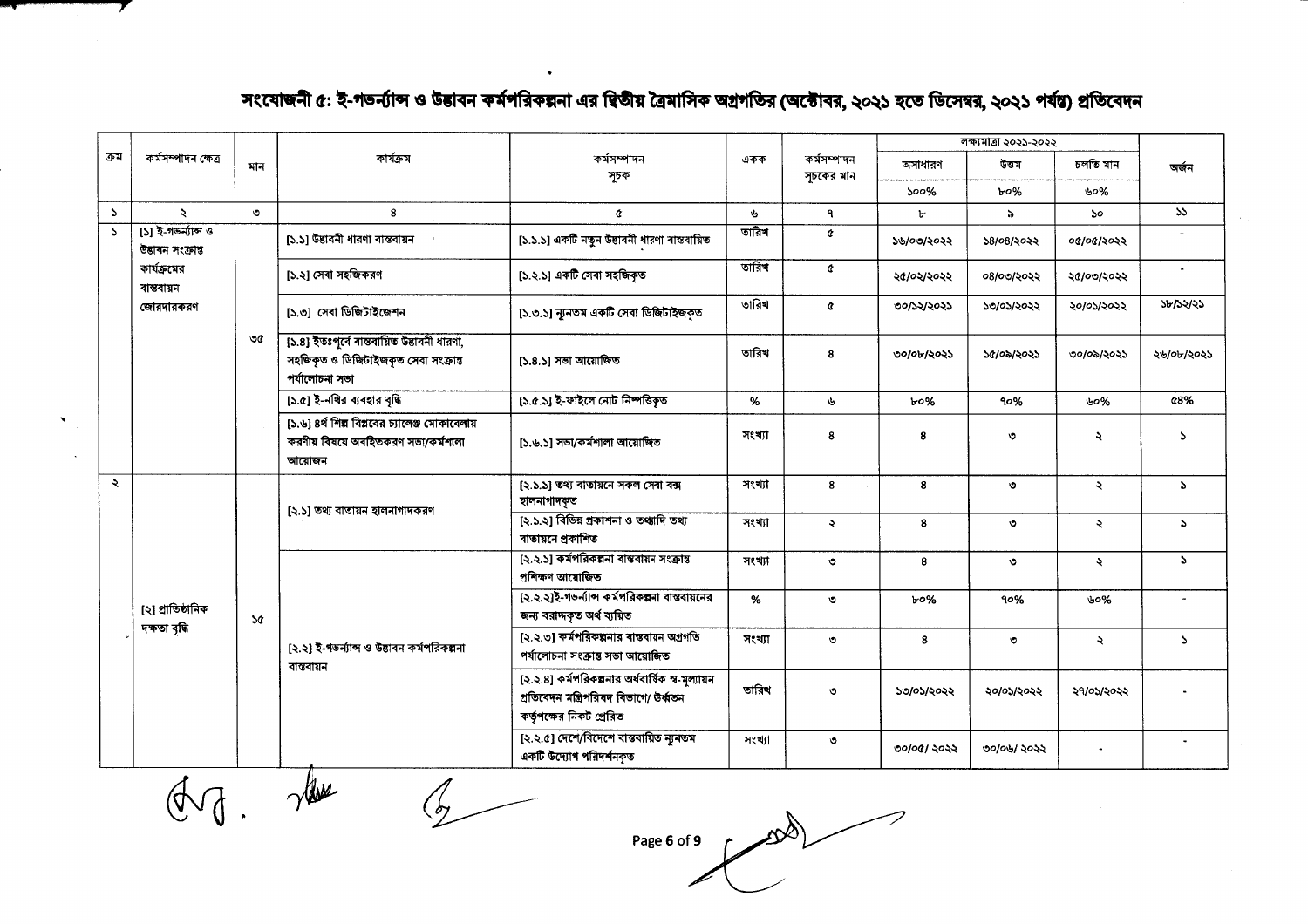# সংযোজনী ৫: ই-গভর্ন্যান্স ও উদ্ভাবন কর্মপরিকল্পনা এর দ্বিতীয় ত্রৈমাসিক অগ্রগতির (অক্টোবর, ২০২১ হতে ডিসেম্বর, ২০২১ পর্যন্ত) প্রতিবেদন

| ক্রম | কর্মসম্পাদন ক্ষেত্র | মান | কার্যক্রম | কর্মসম্পাদন সূচক | একক | কর্মসম্পাদন সূচকের মান | লক্ষ্যমাত্রা ২০২১-২০২২ | | | অর্জন |
|---|---|---|---|---|---|---|---|---|---|---|
| | | | | | | | অসাধারণ | উত্তম | চলতি মান | |
| | | | | | | | ১০০% | ৮০% | ৬০% | |
| ১ | ২ | ৩ | ৪ | ৫ | ৬ | ৭ | ৮ | ৯ | ১০ | ১১ |
| ১ | [১] ই-গভর্ন্যান্স ও উদ্ভাবন সংক্রান্ত কার্যক্রমের বাস্তবায়ন জোরদারকরণ | ৩৫ | [১.১] উদ্ভাবনী ধারণা বাস্তবায়ন | [১.১.১] একটি নতুন উদ্ভাবনী ধারণা বাস্তবায়িত | তারিখ | ৫ | ১৬/০৩/২০২২ | ১৪/০৪/২০২২ | ০৫/০৫/২০২২ | - |
| | | | [১.২] সেবা সহজিকরণ | [১.২.১] একটি সেবা সহজিকৃত | তারিখ | ৫ | ২৫/০২/২০২২ | ০৪/০৩/২০২২ | ২৫/০৩/২০২২ | - |
| | | | [১.৩] সেবা ডিজিটাইজেশন | [১.৩.১] ন্যূনতম একটি সেবা ডিজিটাইজকৃত | তারিখ | ৫ | ৩০/১২/২০২১ | ১৩/০১/২০২২ | ২০/০১/২০২২ | ১৮/১২/২১ |
| | | | [১.৪] ইতঃপূর্বে বাস্তবায়িত উদ্ভাবনী ধারণা, সহজিকৃত ও ডিজিটাইজকৃত সেবা সংক্রান্ত পর্যালোচনা সভা | [১.৪.১] সভা আয়োজিত | তারিখ | ৪ | ৩০/০৮/২০২১ | ১৫/০৯/২০২১ | ৩০/০৯/২০২১ | ২৬/০৮/২০২১ |
| | | | [১.৫] ই-নথির ব্যবহার বৃদ্ধি | [১.৫.১] ই-ফাইলে নোট নিষ্পত্তিকৃত | % | ৬ | ৮০% | ৭০% | ৬০% | ৫৪% |
| | | | [১.৬] ৪র্থ শিল্প বিপ্লবের চ্যালেঞ্জ মোকাবেলায় করণীয় বিষয়ে অবহিতকরণ সভা/কর্মশালা আয়োজন | [১.৬.১] সভা/কর্মশালা আয়োজিত | সংখ্যা | ৪ | ৪ | ৩ | ২ | ১ |
| ২ | [২] প্রাতিষ্ঠানিক দক্ষতা বৃদ্ধি | ১৫ | [২.১] তথ্য বাতায়ন হালনাগাদকরণ | [২.১.১] তথ্য বাতায়নে সকল সেবা বক্স হালনাগাদকৃত | সংখ্যা | ৪ | ৪ | ৩ | ২ | ১ |
| | | | | [২.১.২] বিভিন্ন প্রকাশনা ও তথ্যাদি তথ্য বাতায়নে প্রকাশিত | সংখ্যা | ২ | ৪ | ৩ | ২ | ১ |
| | | | [২.২] ই-গভর্ন্যান্স ও উদ্ভাবন কর্মপরিকল্পনা বাস্তবায়ন | [২.২.১] কর্মপরিকল্পনা বাস্তবায়ন সংক্রান্ত প্রশিক্ষণ আয়োজিত | সংখ্যা | ৩ | ৪ | ৩ | ২ | ১ |
| | | | | [২.২.২]ই-গভর্ন্যান্স কর্মপরিকল্পনা বাস্তবায়নের জন্য বরাদ্দকৃত অর্থ ব্যয়িত | % | ৩ | ৮০% | ৭০% | ৬০% | - |
| | | | | [২.২.৩] কর্মপরিকল্পনার বাস্তবায়ন অগ্রগতি পর্যালোচনা সংক্রান্ত সভা আয়োজিত | সংখ্যা | ৩ | ৪ | ৩ | ২ | ১ |
| | | | | [২.২.৪] কর্মপরিকল্পনার অর্ধবার্ষিক স্ব-মূল্যায়ন প্রতিবেদন মন্ত্রিপরিষদ বিভাগে/ ঊর্ধ্বতন কর্তৃপক্ষের নিকট প্রেরিত | তারিখ | ৩ | ১৩/০১/২০২২ | ২০/০১/২০২২ | ২৭/০১/২০২২ | - |
| | | | | [২.২.৫] দেশে/বিদেশে বাস্তবায়িত ন্যূনতম একটি উদ্যোগ পরিদর্শনকৃত | সংখ্যা | ৩ | ৩০/০৫/ ২০২২ | ৩০/০৬/ ২০২২ | - | - |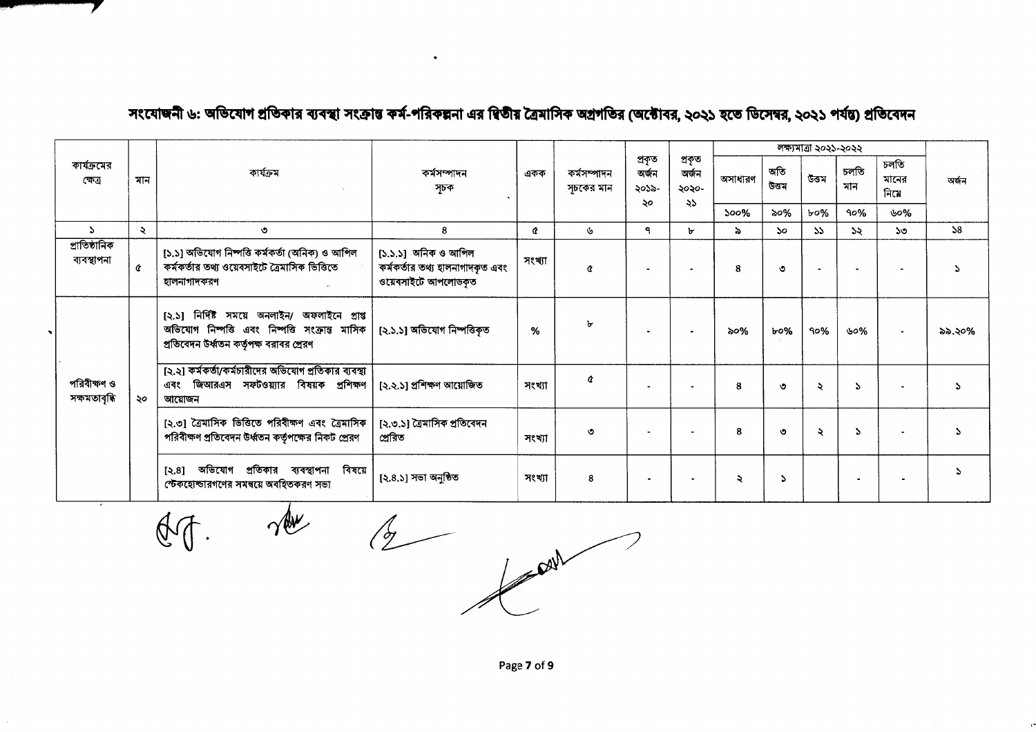## সংযোজনী ৬: অভিযোগ প্রতিকার ব্যবস্থা সংক্রান্ত কর্ম-পরিকল্পনা এর দ্বিতীয় ত্রৈমাসিক অগ্রগতির (অক্টোবর, ২০২১ হতে ডিসেম্বর, ২০২১ পর্যন্ত) প্রতিবেদন

| কার্যক্রমের ক্ষেত্র | মান | কার্যক্রম | কর্মসম্পাদন সূচক | একক | কর্মসম্পাদন সূচকের মান | প্রকৃত অর্জন ২০১৯-২০ | প্রকৃত অর্জন ২০২০-২১ | লক্ষ্যমাত্রা ২০২১-২০২২ | | | | | অর্জন |
|---|---|---|---|---|---|---|---|---|---|---|---|---|---|
| | | | | | | | | অসাধারণ | অতি উত্তম | উত্তম | চলতি মান | চলতি মানের নিম্নে | |
| | | | | | | | | ১০০% | ৯০% | ৮০% | ৭০% | ৬০% | |
| ১ | ২ | ৩ | ৪ | ৫ | ৬ | ৭ | ৮ | ৯ | ১০ | ১১ | ১২ | ১৩ | ১৪ |
| প্রাতিষ্ঠানিক ব্যবস্থাপনা | ৫ | [১.১] অভিযোগ নিষ্পত্তি কর্মকর্তা (অনিক) ও আপিল কর্মকর্তার তথ্য ওয়েবসাইটে ত্রৈমাসিক ভিত্তিতে হালনাগাদকরণ | [১.১.১] অনিক ও আপিল কর্মকর্তার তথ্য হালনাগাদকৃত এবং ওয়েবসাইটে আপলোডকৃত | সংখ্যা | ৫ | - | - | ৪ | ৩ | - | - | - | ১ |
| পরিবীক্ষণ ও সক্ষমতাবৃদ্ধি | ২০ | [২.১] নির্দিষ্ট সময়ে অনলাইন/ অফলাইনে প্রাপ্ত অভিযোগ নিষ্পত্তি এবং নিষ্পত্তি সংক্রান্ত মাসিক প্রতিবেদন উর্ধ্বতন কর্তৃপক্ষ বরাবর প্রেরণ | [২.১.১] অভিযোগ নিষ্পত্তিকৃত | % | ৮ | - | - | ৯০% | ৮০% | ৭০% | ৬০% | - | ৯৯.২০% |
| | | [২.২] কর্মকর্তা/কর্মচারীদের অভিযোগ প্রতিকার ব্যবস্থা এবং জিআরএস সফটওয়্যার বিষয়ক প্রশিক্ষণ আয়োজন | [২.২.১] প্রশিক্ষণ আয়োজিত | সংখ্যা | ৫ | - | - | ৪ | ৩ | ২ | ১ | - | ১ |
| | | [২.৩] ত্রৈমাসিক ভিত্তিতে পরিবীক্ষণ এবং ত্রৈমাসিক পরিবীক্ষণ প্রতিবেদন উর্ধ্বতন কর্তৃপক্ষের নিকট প্রেরণ | [২.৩.১] ত্রৈমাসিক প্রতিবেদন প্রেরিত | সংখ্যা | ৩ | - | - | ৪ | ৩ | ২ | ১ | - | ১ |
| | | [২.৪] অভিযোগ প্রতিকার ব্যবস্থাপনা বিষয়ে স্টেকহোল্ডারগণের সমন্বয়ে অবহিতকরণ সভা | [২.৪.১] সভা অনুষ্ঠিত | সংখ্যা | ৪ | - | - | ২ | ১ | | - | - | ১ |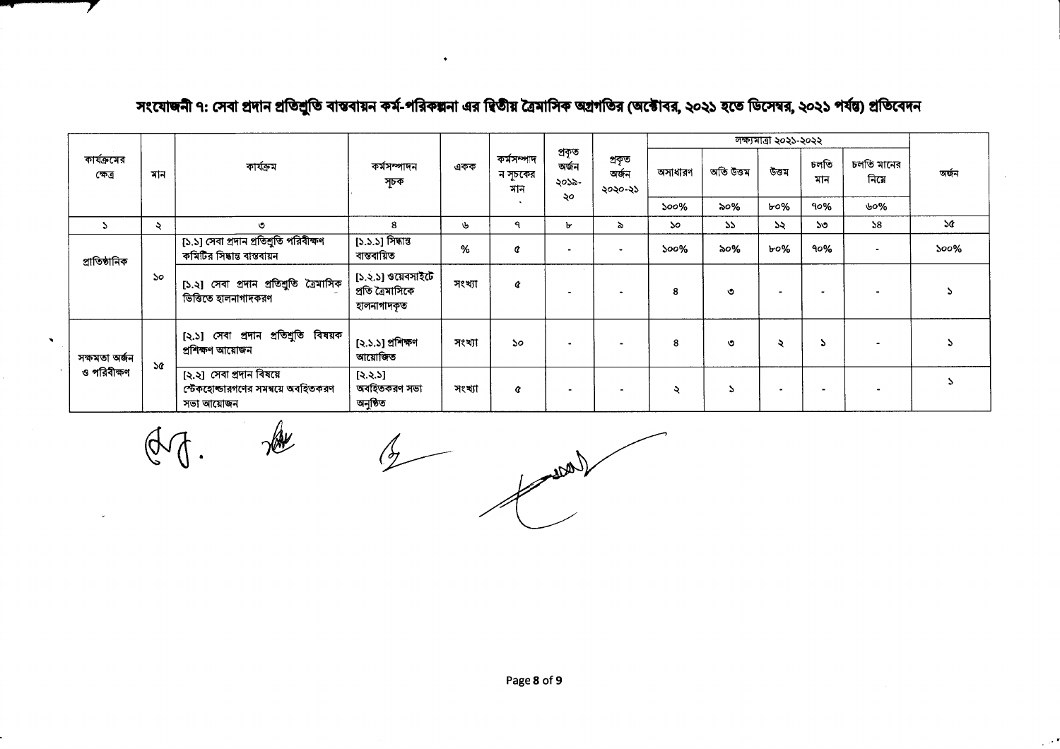## সংযোজনী ৭: সেবা প্রদান প্রতিশ্রুতি বাস্তবায়ন কর্ম-পরিকল্পনা এর দ্বিতীয় ত্রৈমাসিক অগ্রগতির (অক্টোবর, ২০২১ হতে ডিসেম্বর, ২০২১ পর্যন্ত) প্রতিবেদন

| কার্যক্রমের ক্ষেত্র | মান | কার্যক্রম | কর্মসম্পাদন সূচক | একক | কর্মসম্পাদন সূচকের মান | প্রকৃত অর্জন ২০১৯-২০ | প্রকৃত অর্জন ২০২০-২১ | লক্ষ্যমাত্রা ২০২১-২০২২ | | | | | অর্জন |
|---|---|---|---|---|---|---|---|---|---|---|---|---|---|
| | | | | | | | | অসাধারণ | অতি উত্তম | উত্তম | চলতি মান | চলতি মানের নিম্নে | |
| | | | | | | | | ১০০% | ৯০% | ৮০% | ৭০% | ৬০% | |
| ১ | ২ | ৩ | ৪ | ৬ | ৭ | ৮ | ৯ | ১০ | ১১ | ১২ | ১৩ | ১৪ | ১৫ |
| প্রাতিষ্ঠানিক | ১০ | [১.১] সেবা প্রদান প্রতিশ্রুতি পরিবীক্ষণ কমিটির সিদ্ধান্ত বাস্তবায়ন | [১.১.১] সিদ্ধান্ত বাস্তবায়িত | % | ৫ | - | - | ১০০% | ৯০% | ৮০% | ৭০% | - | ১০০% |
| | | [১.২] সেবা প্রদান প্রতিশ্রুতি ত্রৈমাসিক ভিত্তিতে হালনাগাদকরণ | [১.২.১] ওয়েবসাইটে প্রতি ত্রৈমাসিকে হালনাগাদকৃত | সংখ্যা | ৫ | - | - | ৪ | ৩ | - | - | - | ১ |
| সক্ষমতা অর্জন ও পরিবীক্ষণ | ১৫ | [২.১] সেবা প্রদান প্রতিশ্রুতি বিষয়ক প্রশিক্ষণ আয়োজন | [২.১.১] প্রশিক্ষণ আয়োজিত | সংখ্যা | ১০ | - | - | ৪ | ৩ | ২ | ১ | - | ১ |
| | | [২.২] সেবা প্রদান বিষয়ে স্টেকহোল্ডারগণের সমন্বয়ে অবহিতকরণ সভা আয়োজন | [২.২.১] অবহিতকরণ সভা অনুষ্ঠিত | সংখ্যা | ৫ | - | - | ২ | ১ | - | - | - | ১ |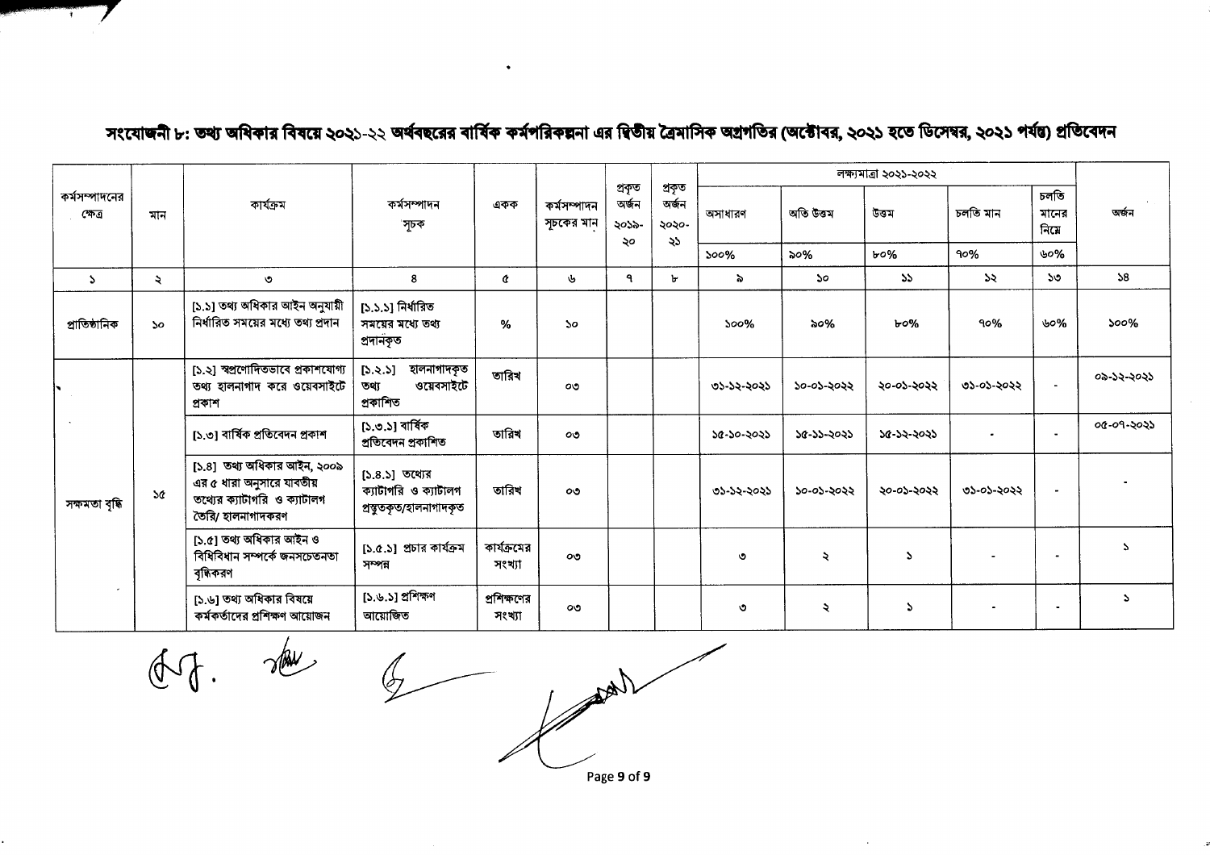## সংযোজনী ৮: তথ্য অধিকার বিষয়ে ২০২১-২২ অর্থবছরের বার্ষিক কর্মপরিকল্পনা এর দ্বিতীয় ত্রৈমাসিক অগ্রগতির (অক্টোবর, ২০২১ হতে ডিসেম্বর, ২০২১ পর্যন্ত) প্রতিবেদন

| কর্মসম্পাদনের ক্ষেত্র | মান | কার্যক্রম | কর্মসম্পাদন সূচক | একক | কর্মসম্পাদন সূচকের মান | প্রকৃত অর্জন ২০১৯-২০ | প্রকৃত অর্জন ২০২০-২১ | লক্ষ্যমাত্রা ২০২১-২০২২ | | | | | অর্জন |
|---|---|---|---|---|---|---|---|---|---|---|---|---|---|
| | | | | | | | | অসাধারণ | অতি উত্তম | উত্তম | চলতি মান | চলতি মানের নিম্নে | |
| | | | | | | | | ১০০% | ৯০% | ৮০% | ৭০% | ৬০% | |
| ১ | ২ | ৩ | ৪ | ৫ | ৬ | ৭ | ৮ | ৯ | ১০ | ১১ | ১২ | ১৩ | ১৪ |
| প্রাতিষ্ঠানিক | ১০ | [১.১] তথ্য অধিকার আইন অনুযায়ী নির্ধারিত সময়ের মধ্যে তথ্য প্রদান | [১.১.১] নির্ধারিত সময়ের মধ্যে তথ্য প্রদানকৃত | % | ১০ | | | ১০০% | ৯০% | ৮০% | ৭০% | ৬০% | ১০০% |
| সক্ষমতা বৃদ্ধি | ১৫ | [১.২] স্বপ্রণোদিতভাবে প্রকাশযোগ্য তথ্য হালনাগাদ করে ওয়েবসাইটে প্রকাশ | [১.২.১] হালনাগাদকৃত তথ্য ওয়েবসাইটে প্রকাশিত | তারিখ | ০৩ | | | ৩১-১২-২০২১ | ১০-০১-২০২২ | ২০-০১-২০২২ | ৩১-০১-২০২২ | - | ০৯-১২-২০২১ |
| | | [১.৩] বার্ষিক প্রতিবেদন প্রকাশ | [১.৩.১] বার্ষিক প্রতিবেদন প্রকাশিত | তারিখ | ০৩ | | | ১৫-১০-২০২১ | ১৫-১১-২০২১ | ১৫-১২-২০২১ | - | - | ০৫-০৭-২০২১ |
| | | [১.৪] তথ্য অধিকার আইন, ২০০৯ এর ৫ ধারা অনুসারে যাবতীয় তথ্যের ক্যাটাগরি ও ক্যাটালগ তৈরি/ হালনাগাদকরণ | [১.৪.১] তথ্যের ক্যাটাগরি ও ক্যাটালগ প্রস্তুতকৃত/হালনাগাদকৃত | তারিখ | ০৩ | | | ৩১-১২-২০২১ | ১০-০১-২০২২ | ২০-০১-২০২২ | ৩১-০১-২০২২ | - | - |
| | | [১.৫] তথ্য অধিকার আইন ও বিধিবিধান সম্পর্কে জনসচেতনতা বৃদ্ধিকরণ | [১.৫.১] প্রচার কার্যক্রম সম্পন্ন | কার্যক্রমের সংখ্যা | ০৩ | | | ৩ | ২ | ১ | - | - | ১ |
| | | [১.৬] তথ্য অধিকার বিষয়ে কর্মকর্তাদের প্রশিক্ষণ আয়োজন | [১.৬.১] প্রশিক্ষণ আয়োজিত | প্রশিক্ষণের সংখ্যা | ০৩ | | | ৩ | ২ | ১ | - | - | ১ |